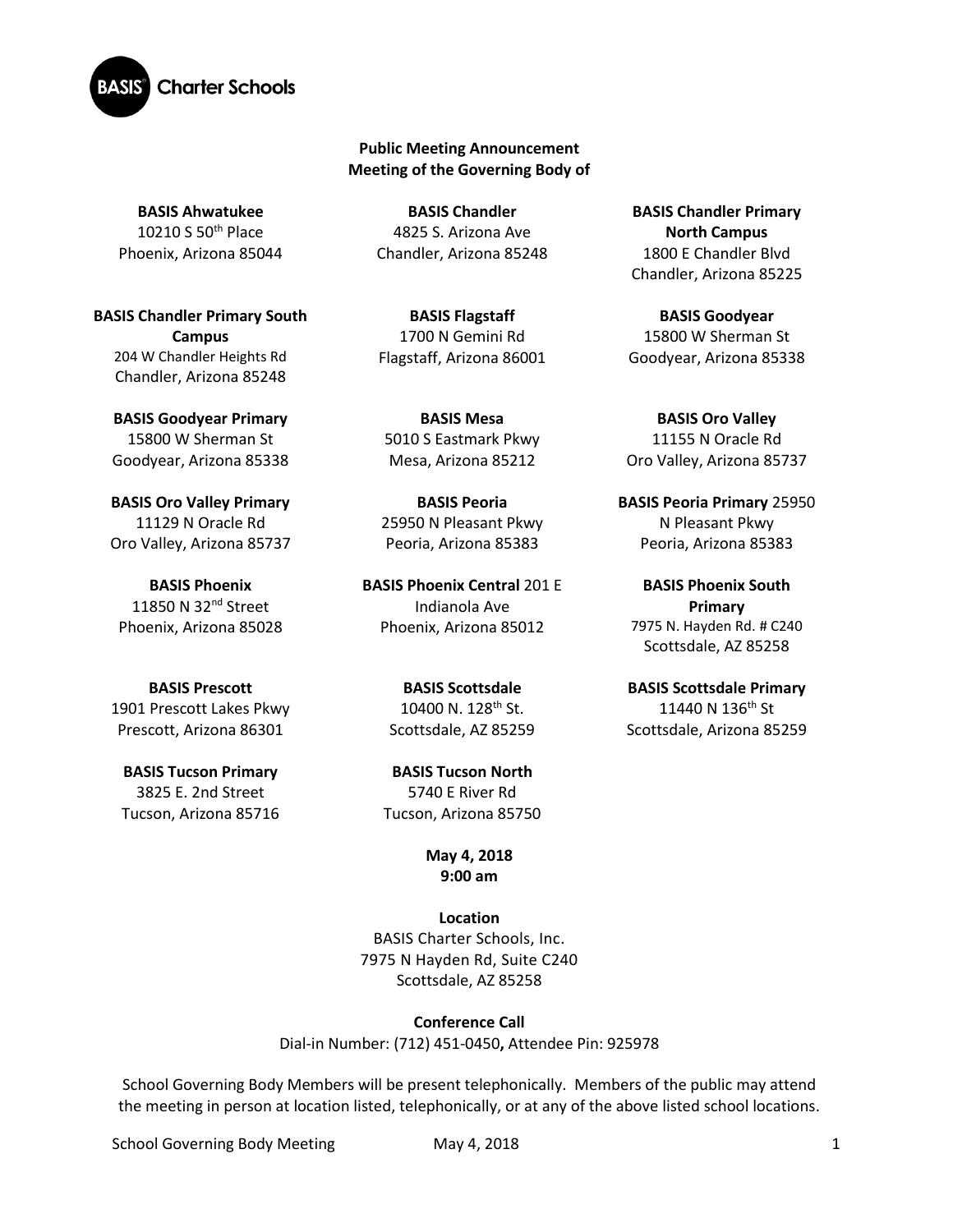**Public Meeting Announcement**
**Meeting of the Governing Body of**

**BASIS Ahwatukee**
10210 S 50th Place
Phoenix, Arizona 85044

**BASIS Chandler**
4825 S. Arizona Ave
Chandler, Arizona 85248

**BASIS Chandler Primary North Campus**
1800 E Chandler Blvd
Chandler, Arizona 85225

**BASIS Chandler Primary South Campus**
204 W Chandler Heights Rd
Chandler, Arizona 85248

**BASIS Flagstaff**
1700 N Gemini Rd
Flagstaff, Arizona 86001

**BASIS Goodyear**
15800 W Sherman St
Goodyear, Arizona 85338

**BASIS Goodyear Primary**
15800 W Sherman St
Goodyear, Arizona 85338

**BASIS Mesa**
5010 S Eastmark Pkwy
Mesa, Arizona 85212

**BASIS Oro Valley**
11155 N Oracle Rd
Oro Valley, Arizona 85737

**BASIS Oro Valley Primary**
11129 N Oracle Rd
Oro Valley, Arizona 85737

**BASIS Peoria**
25950 N Pleasant Pkwy
Peoria, Arizona 85383

**BASIS Peoria Primary** 25950 N Pleasant Pkwy
Peoria, Arizona 85383

**BASIS Phoenix**
11850 N 32nd Street
Phoenix, Arizona 85028

**BASIS Phoenix Central** 201 E Indianola Ave
Phoenix, Arizona 85012

**BASIS Phoenix South Primary**
7975 N. Hayden Rd. # C240
Scottsdale, AZ 85258

**BASIS Prescott**
1901 Prescott Lakes Pkwy
Prescott, Arizona 86301

**BASIS Scottsdale**
10400 N. 128th St.
Scottsdale, AZ 85259

**BASIS Scottsdale Primary**
11440 N 136th St
Scottsdale, Arizona 85259

**BASIS Tucson Primary**
3825 E. 2nd Street
Tucson, Arizona 85716

**BASIS Tucson North**
5740 E River Rd
Tucson, Arizona 85750

**May 4, 2018**
**9:00 am**

**Location**
BASIS Charter Schools, Inc.
7975 N Hayden Rd, Suite C240
Scottsdale, AZ 85258

**Conference Call**
Dial-in Number: (712) 451-0450**,** Attendee Pin: 925978

School Governing Body Members will be present telephonically. Members of the public may attend the meeting in person at location listed, telephonically, or at any of the above listed school locations.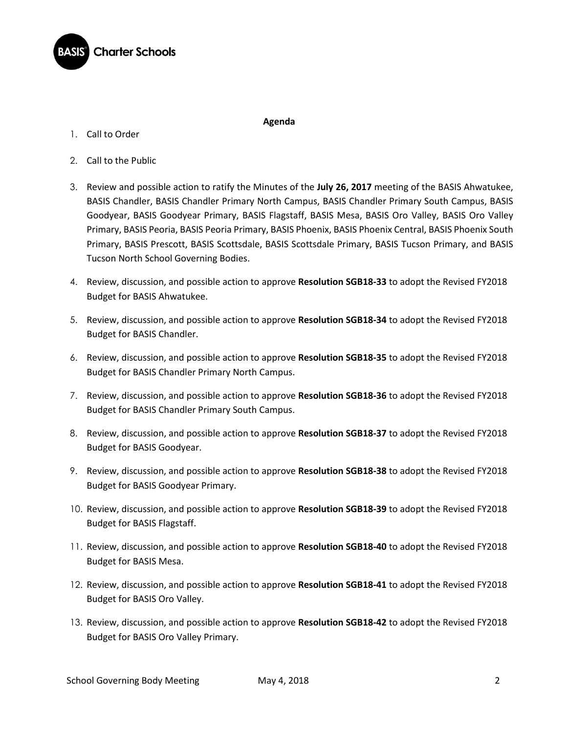**Agenda**

1. Call to Order
2. Call to the Public
3. Review and possible action to ratify the Minutes of the **July 26, 2017** meeting of the BASIS Ahwatukee, BASIS Chandler, BASIS Chandler Primary North Campus, BASIS Chandler Primary South Campus, BASIS Goodyear, BASIS Goodyear Primary, BASIS Flagstaff, BASIS Mesa, BASIS Oro Valley, BASIS Oro Valley Primary, BASIS Peoria, BASIS Peoria Primary, BASIS Phoenix, BASIS Phoenix Central, BASIS Phoenix South Primary, BASIS Prescott, BASIS Scottsdale, BASIS Scottsdale Primary, BASIS Tucson Primary, and BASIS Tucson North School Governing Bodies.
4. Review, discussion, and possible action to approve **Resolution SGB18-33** to adopt the Revised FY2018 Budget for BASIS Ahwatukee.
5. Review, discussion, and possible action to approve **Resolution SGB18-34** to adopt the Revised FY2018 Budget for BASIS Chandler.
6. Review, discussion, and possible action to approve **Resolution SGB18-35** to adopt the Revised FY2018 Budget for BASIS Chandler Primary North Campus.
7. Review, discussion, and possible action to approve **Resolution SGB18-36** to adopt the Revised FY2018 Budget for BASIS Chandler Primary South Campus.
8. Review, discussion, and possible action to approve **Resolution SGB18-37** to adopt the Revised FY2018 Budget for BASIS Goodyear.
9. Review, discussion, and possible action to approve **Resolution SGB18-38** to adopt the Revised FY2018 Budget for BASIS Goodyear Primary.
10. Review, discussion, and possible action to approve **Resolution SGB18-39** to adopt the Revised FY2018 Budget for BASIS Flagstaff.
11. Review, discussion, and possible action to approve **Resolution SGB18-40** to adopt the Revised FY2018 Budget for BASIS Mesa.
12. Review, discussion, and possible action to approve **Resolution SGB18-41** to adopt the Revised FY2018 Budget for BASIS Oro Valley.
13. Review, discussion, and possible action to approve **Resolution SGB18-42** to adopt the Revised FY2018 Budget for BASIS Oro Valley Primary.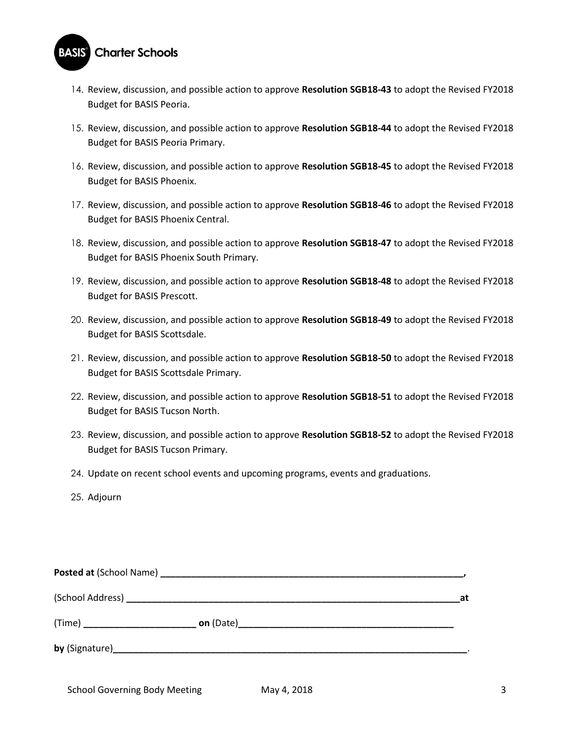14. Review, discussion, and possible action to approve **Resolution SGB18-43** to adopt the Revised FY2018 Budget for BASIS Peoria.
15. Review, discussion, and possible action to approve **Resolution SGB18-44** to adopt the Revised FY2018 Budget for BASIS Peoria Primary.
16. Review, discussion, and possible action to approve **Resolution SGB18-45** to adopt the Revised FY2018 Budget for BASIS Phoenix.
17. Review, discussion, and possible action to approve **Resolution SGB18-46** to adopt the Revised FY2018 Budget for BASIS Phoenix Central.
18. Review, discussion, and possible action to approve **Resolution SGB18-47** to adopt the Revised FY2018 Budget for BASIS Phoenix South Primary.
19. Review, discussion, and possible action to approve **Resolution SGB18-48** to adopt the Revised FY2018 Budget for BASIS Prescott.
20. Review, discussion, and possible action to approve **Resolution SGB18-49** to adopt the Revised FY2018 Budget for BASIS Scottsdale.
21. Review, discussion, and possible action to approve **Resolution SGB18-50** to adopt the Revised FY2018 Budget for BASIS Scottsdale Primary.
22. Review, discussion, and possible action to approve **Resolution SGB18-51** to adopt the Revised FY2018 Budget for BASIS Tucson North.
23. Review, discussion, and possible action to approve **Resolution SGB18-52** to adopt the Revised FY2018 Budget for BASIS Tucson Primary.
24. Update on recent school events and upcoming programs, events and graduations.
25. Adjourn

**Posted at** (School Name) ______________________________________________________________,

(School Address) ___________________________________________________________________**at**

(Time) ______________________ **on** (Date)____________________________________________

**by** (Signature)_______________________________________________________________________.